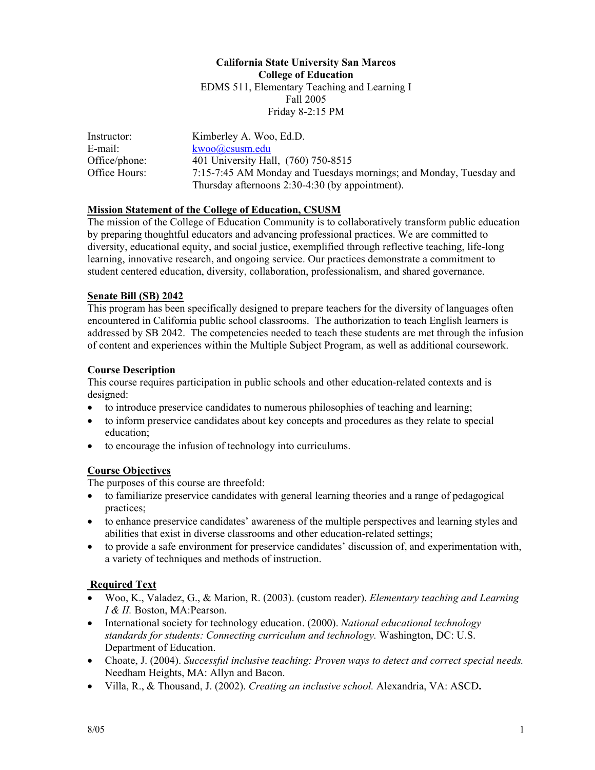**California State University San Marcos**
**College of Education**
EDMS 511, Elementary Teaching and Learning I
Fall 2005
Friday 8-2:15 PM

| | |
|---|---|
| Instructor: | Kimberley A. Woo, Ed.D. |
| E-mail: | kwoo@csusm.edu |
| Office/phone: | 401 University Hall, (760) 750-8515 |
| Office Hours: | 7:15-7:45 AM Monday and Tuesdays mornings; and Monday, Tuesday and Thursday afternoons 2:30-4:30 (by appointment). |

## Mission Statement of the College of Education, CSUSM

The mission of the College of Education Community is to collaboratively transform public education by preparing thoughtful educators and advancing professional practices. We are committed to diversity, educational equity, and social justice, exemplified through reflective teaching, life-long learning, innovative research, and ongoing service. Our practices demonstrate a commitment to student centered education, diversity, collaboration, professionalism, and shared governance.

## Senate Bill (SB) 2042

This program has been specifically designed to prepare teachers for the diversity of languages often encountered in California public school classrooms. The authorization to teach English learners is addressed by SB 2042. The competencies needed to teach these students are met through the infusion of content and experiences within the Multiple Subject Program, as well as additional coursework.

## Course Description

This course requires participation in public schools and other education-related contexts and is designed:

- to introduce preservice candidates to numerous philosophies of teaching and learning;
- to inform preservice candidates about key concepts and procedures as they relate to special education;
- to encourage the infusion of technology into curriculums.

## Course Objectives

The purposes of this course are threefold:

- to familiarize preservice candidates with general learning theories and a range of pedagogical practices;
- to enhance preservice candidates' awareness of the multiple perspectives and learning styles and abilities that exist in diverse classrooms and other education-related settings;
- to provide a safe environment for preservice candidates' discussion of, and experimentation with, a variety of techniques and methods of instruction.

## Required Text

- Woo, K., Valadez, G., & Marion, R. (2003). (custom reader). *Elementary teaching and Learning I & II.* Boston, MA:Pearson.
- International society for technology education. (2000). *National educational technology standards for students: Connecting curriculum and technology.* Washington, DC: U.S. Department of Education.
- Choate, J. (2004). *Successful inclusive teaching: Proven ways to detect and correct special needs.* Needham Heights, MA: Allyn and Bacon.
- Villa, R., & Thousand, J. (2002). *Creating an inclusive school.* Alexandria, VA: ASCD.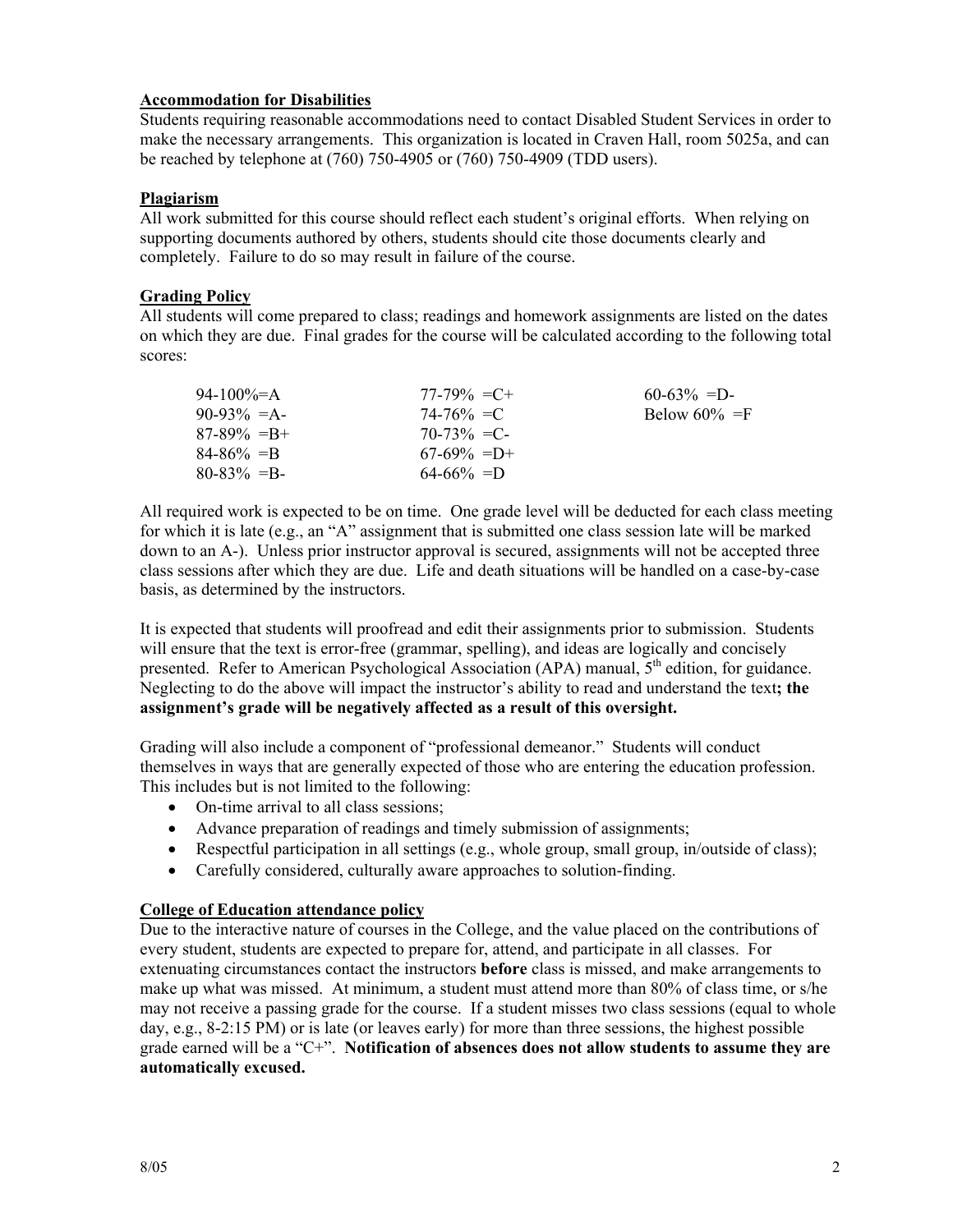## Accommodation for Disabilities

Students requiring reasonable accommodations need to contact Disabled Student Services in order to make the necessary arrangements. This organization is located in Craven Hall, room 5025a, and can be reached by telephone at (760) 750-4905 or (760) 750-4909 (TDD users).

## Plagiarism

All work submitted for this course should reflect each student's original efforts. When relying on supporting documents authored by others, students should cite those documents clearly and completely. Failure to do so may result in failure of the course.

## Grading Policy

All students will come prepared to class; readings and homework assignments are listed on the dates on which they are due. Final grades for the course will be calculated according to the following total scores:

| | | |
|---|---|---|
| 94-100%=A | 77-79% =C+ | 60-63% =D- |
| 90-93% =A- | 74-76% =C | Below 60% =F |
| 87-89% =B+ | 70-73% =C- | |
| 84-86% =B | 67-69% =D+ | |
| 80-83% =B- | 64-66% =D | |

All required work is expected to be on time. One grade level will be deducted for each class meeting for which it is late (e.g., an "A" assignment that is submitted one class session late will be marked down to an A-). Unless prior instructor approval is secured, assignments will not be accepted three class sessions after which they are due. Life and death situations will be handled on a case-by-case basis, as determined by the instructors.

It is expected that students will proofread and edit their assignments prior to submission. Students will ensure that the text is error-free (grammar, spelling), and ideas are logically and concisely presented. Refer to American Psychological Association (APA) manual, 5th edition, for guidance. Neglecting to do the above will impact the instructor's ability to read and understand the text**; the assignment's grade will be negatively affected as a result of this oversight.**

Grading will also include a component of "professional demeanor." Students will conduct themselves in ways that are generally expected of those who are entering the education profession. This includes but is not limited to the following:

- On-time arrival to all class sessions;
- Advance preparation of readings and timely submission of assignments;
- Respectful participation in all settings (e.g., whole group, small group, in/outside of class);
- Carefully considered, culturally aware approaches to solution-finding.

## College of Education attendance policy

Due to the interactive nature of courses in the College, and the value placed on the contributions of every student, students are expected to prepare for, attend, and participate in all classes. For extenuating circumstances contact the instructors **before** class is missed, and make arrangements to make up what was missed. At minimum, a student must attend more than 80% of class time, or s/he may not receive a passing grade for the course. If a student misses two class sessions (equal to whole day, e.g., 8-2:15 PM) or is late (or leaves early) for more than three sessions, the highest possible grade earned will be a "C+". **Notification of absences does not allow students to assume they are automatically excused.**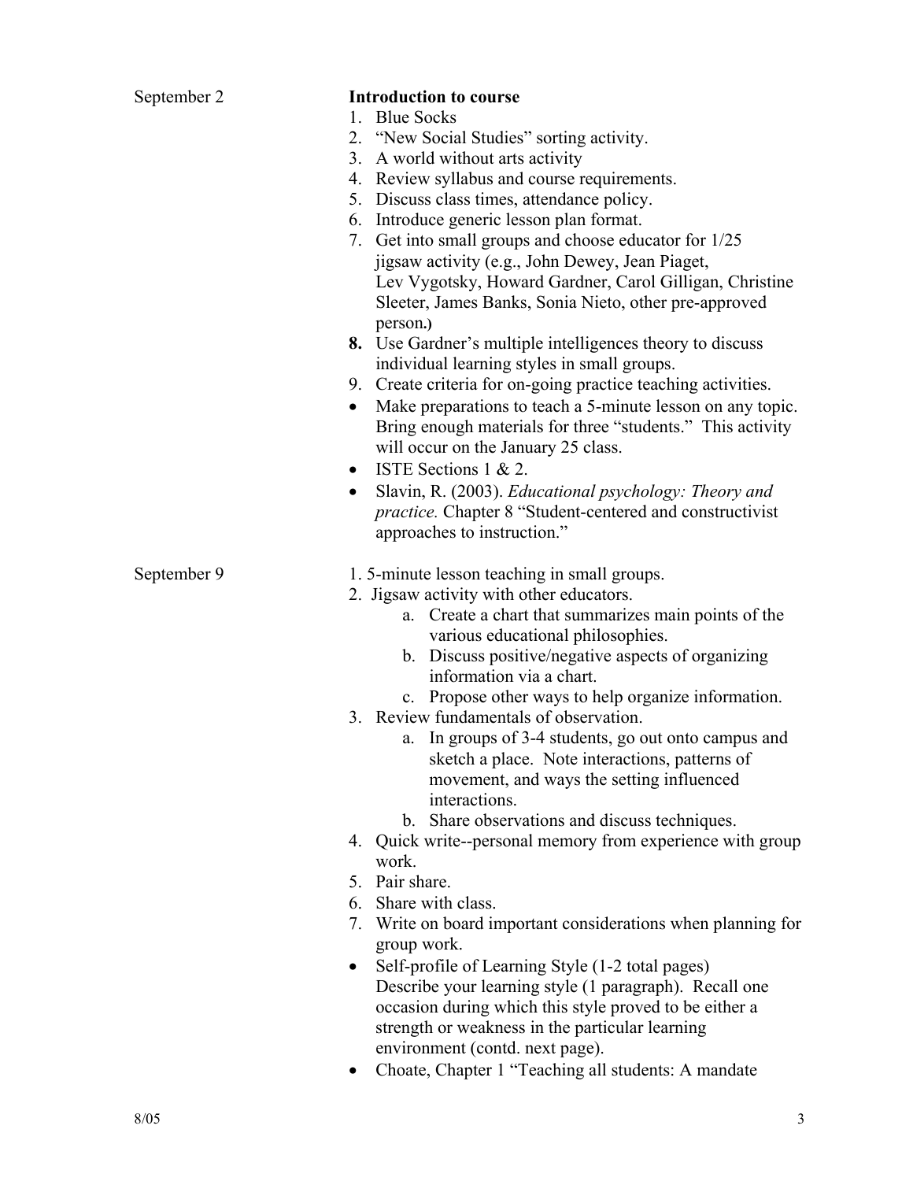September 2

**Introduction to course**

1. Blue Socks
2. "New Social Studies" sorting activity.
3. A world without arts activity
4. Review syllabus and course requirements.
5. Discuss class times, attendance policy.
6. Introduce generic lesson plan format.
7. Get into small groups and choose educator for 1/25 jigsaw activity (e.g., John Dewey, Jean Piaget, Lev Vygotsky, Howard Gardner, Carol Gilligan, Christine Sleeter, James Banks, Sonia Nieto, other pre-approved person.)
8. Use Gardner's multiple intelligences theory to discuss individual learning styles in small groups.
9. Create criteria for on-going practice teaching activities.

- Make preparations to teach a 5-minute lesson on any topic. Bring enough materials for three "students." This activity will occur on the January 25 class.
- ISTE Sections 1 & 2.
- Slavin, R. (2003). *Educational psychology: Theory and practice.* Chapter 8 "Student-centered and constructivist approaches to instruction."

September 9

1. 5-minute lesson teaching in small groups.
2. Jigsaw activity with other educators.
   a. Create a chart that summarizes main points of the various educational philosophies.
   b. Discuss positive/negative aspects of organizing information via a chart.
   c. Propose other ways to help organize information.
3. Review fundamentals of observation.
   a. In groups of 3-4 students, go out onto campus and sketch a place. Note interactions, patterns of movement, and ways the setting influenced interactions.
   b. Share observations and discuss techniques.
4. Quick write--personal memory from experience with group work.
5. Pair share.
6. Share with class.
7. Write on board important considerations when planning for group work.

- Self-profile of Learning Style (1-2 total pages) Describe your learning style (1 paragraph). Recall one occasion during which this style proved to be either a strength or weakness in the particular learning environment (contd. next page).
- Choate, Chapter 1 "Teaching all students: A mandate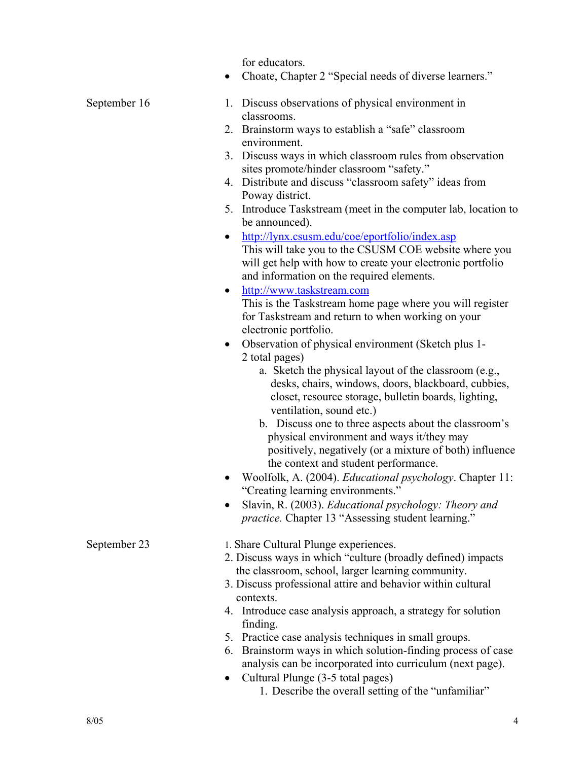for educators.

- Choate, Chapter 2 “Special needs of diverse learners.”

**September 16**

1. Discuss observations of physical environment in classrooms.
2. Brainstorm ways to establish a “safe” classroom environment.
3. Discuss ways in which classroom rules from observation sites promote/hinder classroom “safety.”
4. Distribute and discuss “classroom safety” ideas from Poway district.
5. Introduce Taskstream (meet in the computer lab, location to be announced).

- [http://lynx.csusm.edu/coe/eportfolio/index.asp](http://lynx.csusm.edu/coe/eportfolio/index.asp)
  This will take you to the CSUSM COE website where you will get help with how to create your electronic portfolio and information on the required elements.
- [http://www.taskstream.com](http://www.taskstream.com)
  This is the Taskstream home page where you will register for Taskstream and return to when working on your electronic portfolio.
- Observation of physical environment (Sketch plus 1-2 total pages)
  a. Sketch the physical layout of the classroom (e.g., desks, chairs, windows, doors, blackboard, cubbies, closet, resource storage, bulletin boards, lighting, ventilation, sound etc.)
  b. Discuss one to three aspects about the classroom’s physical environment and ways it/they may positively, negatively (or a mixture of both) influence the context and student performance.
- Woolfolk, A. (2004). *Educational psychology*. Chapter 11: “Creating learning environments.”
- Slavin, R. (2003). *Educational psychology: Theory and practice.* Chapter 13 “Assessing student learning.”

**September 23**

1. Share Cultural Plunge experiences.
2. Discuss ways in which “culture (broadly defined) impacts the classroom, school, larger learning community.
3. Discuss professional attire and behavior within cultural contexts.
4. Introduce case analysis approach, a strategy for solution finding.
5. Practice case analysis techniques in small groups.
6. Brainstorm ways in which solution-finding process of case analysis can be incorporated into curriculum (next page).

- Cultural Plunge (3-5 total pages)
  1. Describe the overall setting of the “unfamiliar”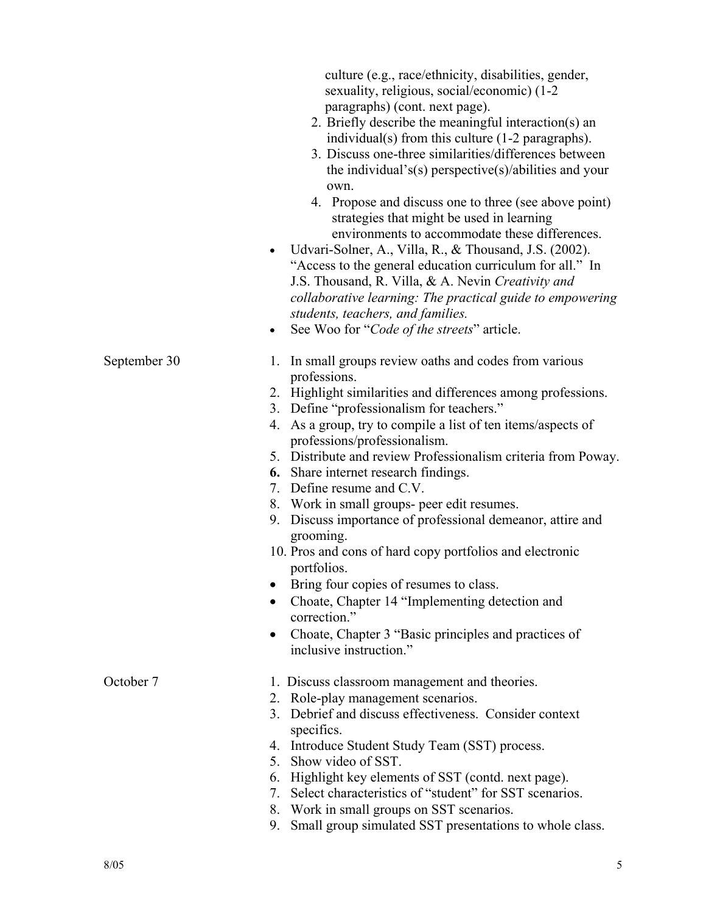culture (e.g., race/ethnicity, disabilities, gender, sexuality, religious, social/economic) (1-2 paragraphs) (cont. next page).

2. Briefly describe the meaningful interaction(s) an individual(s) from this culture (1-2 paragraphs).
3. Discuss one-three similarities/differences between the individual's(s) perspective(s)/abilities and your own.
4. Propose and discuss one to three (see above point) strategies that might be used in learning environments to accommodate these differences.

- Udvari-Solner, A., Villa, R., & Thousand, J.S. (2002). "Access to the general education curriculum for all." In J.S. Thousand, R. Villa, & A. Nevin *Creativity and collaborative learning: The practical guide to empowering students, teachers, and families.*
- See Woo for "*Code of the streets*" article.

**September 30**

1. In small groups review oaths and codes from various professions.
2. Highlight similarities and differences among professions.
3. Define "professionalism for teachers."
4. As a group, try to compile a list of ten items/aspects of professions/professionalism.
5. Distribute and review Professionalism criteria from Poway.
6. Share internet research findings.
7. Define resume and C.V.
8. Work in small groups- peer edit resumes.
9. Discuss importance of professional demeanor, attire and grooming.
10. Pros and cons of hard copy portfolios and electronic portfolios.

- Bring four copies of resumes to class.
- Choate, Chapter 14 "Implementing detection and correction."
- Choate, Chapter 3 "Basic principles and practices of inclusive instruction."

**October 7**

1. Discuss classroom management and theories.
2. Role-play management scenarios.
3. Debrief and discuss effectiveness. Consider context specifics.
4. Introduce Student Study Team (SST) process.
5. Show video of SST.
6. Highlight key elements of SST (contd. next page).
7. Select characteristics of "student" for SST scenarios.
8. Work in small groups on SST scenarios.
9. Small group simulated SST presentations to whole class.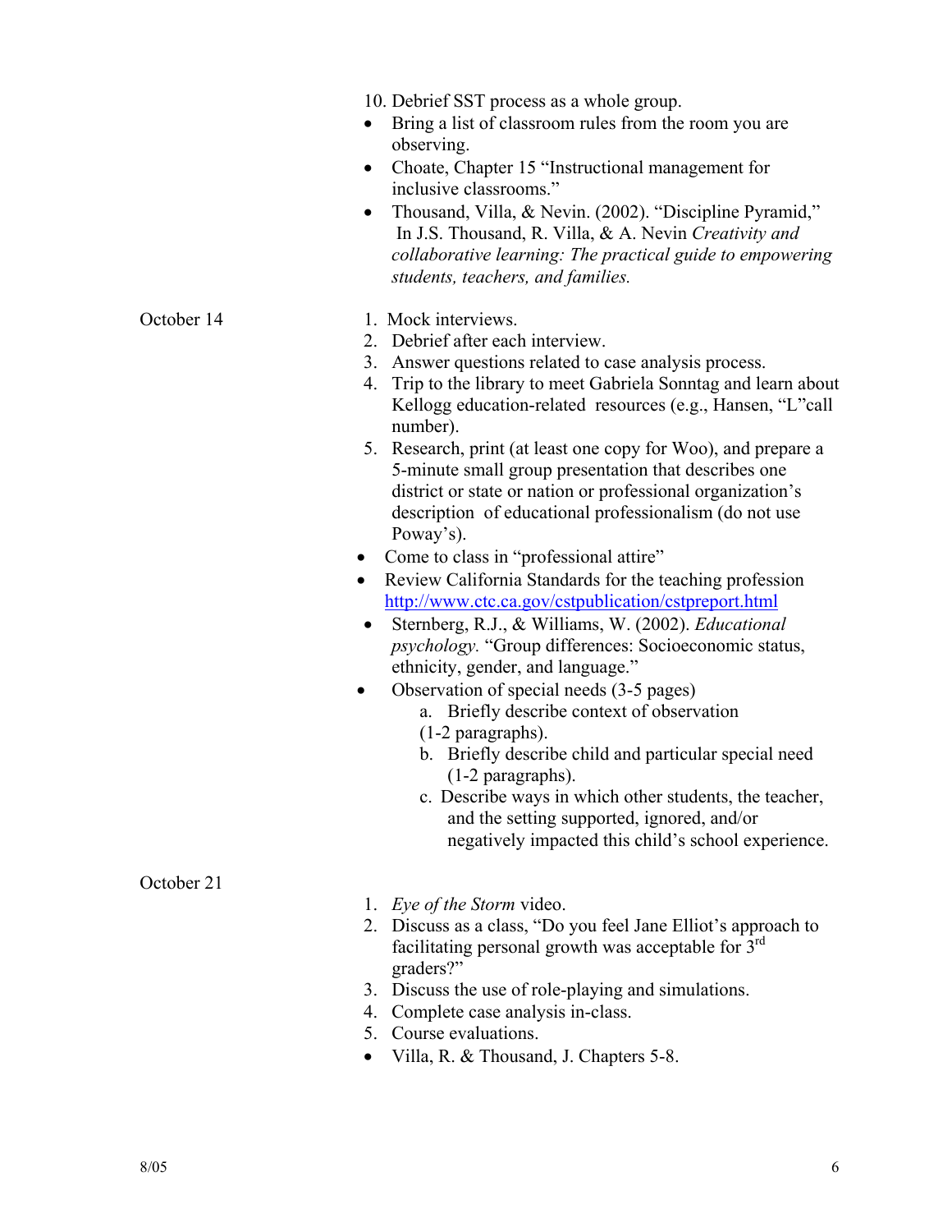10. Debrief SST process as a whole group.

- Bring a list of classroom rules from the room you are observing.
- Choate, Chapter 15 "Instructional management for inclusive classrooms."
- Thousand, Villa, & Nevin. (2002). "Discipline Pyramid," In J.S. Thousand, R. Villa, & A. Nevin *Creativity and collaborative learning: The practical guide to empowering students, teachers, and families.*

October 14

1. Mock interviews.
2. Debrief after each interview.
3. Answer questions related to case analysis process.
4. Trip to the library to meet Gabriela Sonntag and learn about Kellogg education-related resources (e.g., Hansen, "L"call number).
5. Research, print (at least one copy for Woo), and prepare a 5-minute small group presentation that describes one district or state or nation or professional organization's description of educational professionalism (do not use Poway's).

- Come to class in "professional attire"
- Review California Standards for the teaching profession http://www.ctc.ca.gov/cstpublication/cstpreport.html
- Sternberg, R.J., & Williams, W. (2002). *Educational psychology.* "Group differences: Socioeconomic status, ethnicity, gender, and language."
- Observation of special needs (3-5 pages)
  a. Briefly describe context of observation (1-2 paragraphs).
  b. Briefly describe child and particular special need (1-2 paragraphs).
  c. Describe ways in which other students, the teacher, and the setting supported, ignored, and/or negatively impacted this child's school experience.

October 21

1. *Eye of the Storm* video.
2. Discuss as a class, "Do you feel Jane Elliot's approach to facilitating personal growth was acceptable for 3rd graders?"
3. Discuss the use of role-playing and simulations.
4. Complete case analysis in-class.
5. Course evaluations.

- Villa, R. & Thousand, J. Chapters 5-8.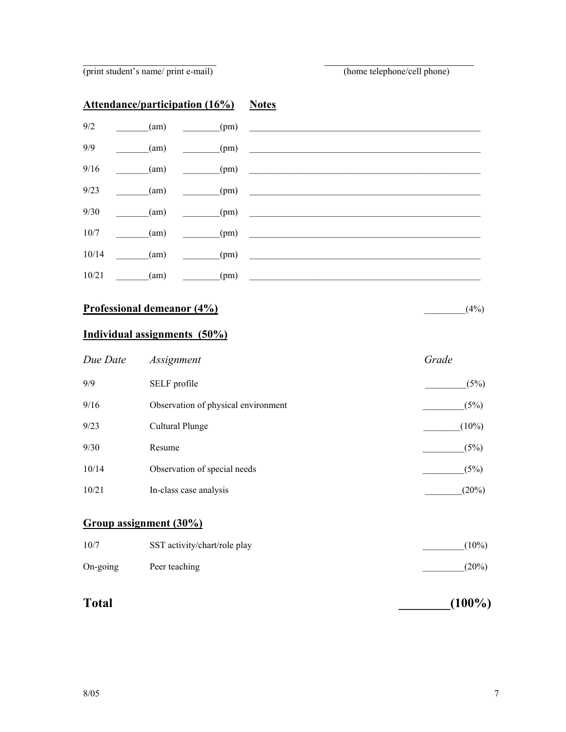_________________________ (print student's name/ print e-mail) _________________________ (home telephone/cell phone)

**Attendance/participation (16%)** **Notes**

| Date | AM | PM | Notes |
|---|---|---|---|
| 9/2 | _______(am) | ________(pm) | ____________________ |
| 9/9 | _______(am) | ________(pm) | ____________________ |
| 9/16 | _______(am) | ________(pm) | ____________________ |
| 9/23 | _______(am) | ________(pm) | ____________________ |
| 9/30 | _______(am) | ________(pm) | ____________________ |
| 10/7 | _______(am) | ________(pm) | ____________________ |
| 10/14 | _______(am) | ________(pm) | ____________________ |
| 10/21 | _______(am) | ________(pm) | ____________________ |

**Professional demeanor (4%)** _________(4%)

**Individual assignments (50%)**

| *Due Date* | *Assignment* | *Grade* |
|---|---|---|
| 9/9 | SELF profile | _________(5%) |
| 9/16 | Observation of physical environment | _________(5%) |
| 9/23 | Cultural Plunge | ________(10%) |
| 9/30 | Resume | _________(5%) |
| 10/14 | Observation of special needs | _________(5%) |
| 10/21 | In-class case analysis | ________(20%) |

**Group assignment (30%)**

| | | |
|---|---|---|
| 10/7 | SST activity/chart/role play | _________(10%) |
| On-going | Peer teaching | _________(20%) |

**Total** **________(100%)**

8/05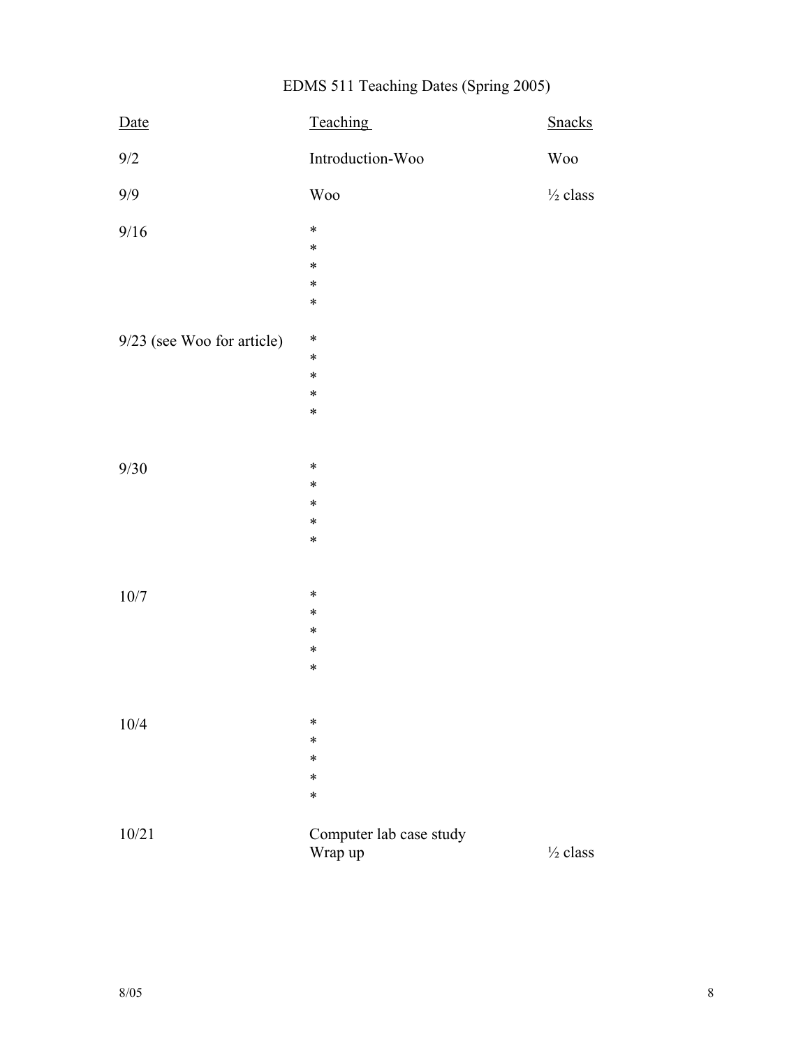# EDMS 511 Teaching Dates (Spring 2005)

| Date | Teaching | Snacks |
|---|---|---|
| 9/2 | Introduction-Woo | Woo |
| 9/9 | Woo | ½ class |
| 9/16 | *<br>*<br>*<br>*<br>* | |
| 9/23 (see Woo for article) | *<br>*<br>*<br>*<br>* | |
| 9/30 | *<br>*<br>*<br>*<br>* | |
| 10/7 | *<br>*<br>*<br>*<br>* | |
| 10/4 | *<br>*<br>*<br>*<br>* | |
| 10/21 | Computer lab case study<br>Wrap up | ½ class |

8/05